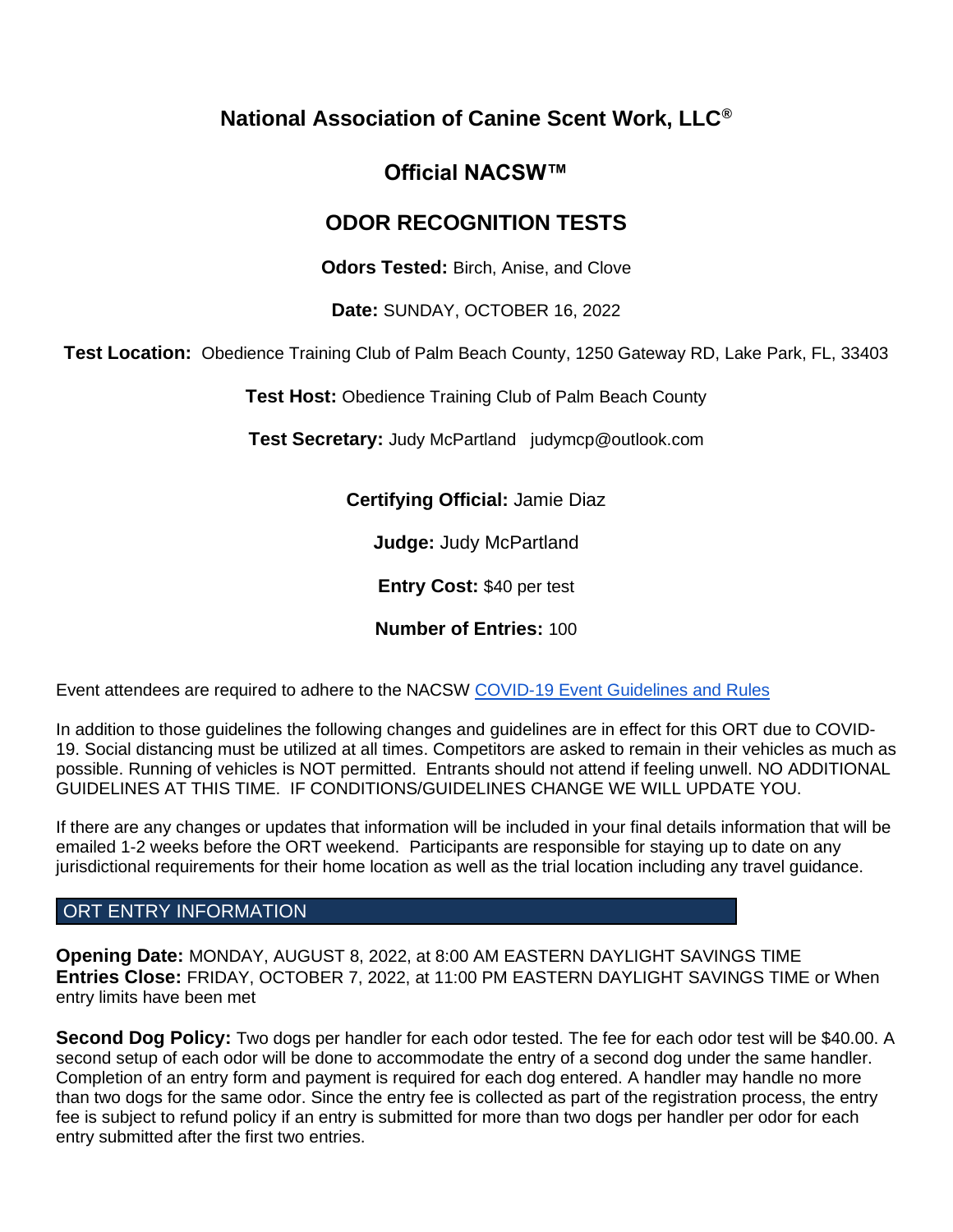# National Association of Canine Scent Work, LLC®

## Official NACSW™

## ODOR RECOGNITION TESTS

**Odors Tested:** Birch, Anise, and Clove

**Date:** SUNDAY, OCTOBER 16, 2022

**Test Location:** Obedience Training Club of Palm Beach County, 1250 Gateway RD, Lake Park, FL, 33403

**Test Host:** Obedience Training Club of Palm Beach County

**Test Secretary:** Judy McPartland judymcp@outlook.com

**Certifying Official:** Jamie Diaz

**Judge:** Judy McPartland

**Entry Cost:** $40 per test

**Number of Entries:** 100

Event attendees are required to adhere to the NACSW COVID-19 Event Guidelines and Rules

In addition to those guidelines the following changes and guidelines are in effect for this ORT due to COVID-19. Social distancing must be utilized at all times. Competitors are asked to remain in their vehicles as much as possible. Running of vehicles is NOT permitted. Entrants should not attend if feeling unwell. NO ADDITIONAL GUIDELINES AT THIS TIME. IF CONDITIONS/GUIDELINES CHANGE WE WILL UPDATE YOU.

If there are any changes or updates that information will be included in your final details information that will be emailed 1-2 weeks before the ORT weekend. Participants are responsible for staying up to date on any jurisdictional requirements for their home location as well as the trial location including any travel guidance.

## ORT ENTRY INFORMATION

**Opening Date:** MONDAY, AUGUST 8, 2022, at 8:00 AM EASTERN DAYLIGHT SAVINGS TIME
**Entries Close:** FRIDAY, OCTOBER 7, 2022, at 11:00 PM EASTERN DAYLIGHT SAVINGS TIME or When entry limits have been met

**Second Dog Policy:** Two dogs per handler for each odor tested. The fee for each odor test will be $40.00. A second setup of each odor will be done to accommodate the entry of a second dog under the same handler. Completion of an entry form and payment is required for each dog entered. A handler may handle no more than two dogs for the same odor. Since the entry fee is collected as part of the registration process, the entry fee is subject to refund policy if an entry is submitted for more than two dogs per handler per odor for each entry submitted after the first two entries.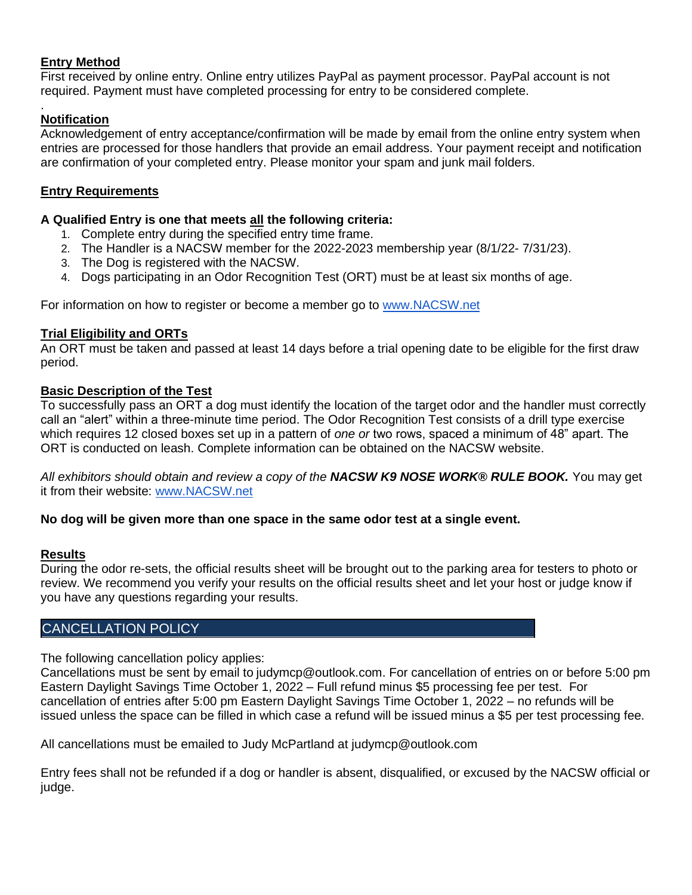**Entry Method**

First received by online entry. Online entry utilizes PayPal as payment processor. PayPal account is not required. Payment must have completed processing for entry to be considered complete.

.

**Notification**

Acknowledgement of entry acceptance/confirmation will be made by email from the online entry system when entries are processed for those handlers that provide an email address. Your payment receipt and notification are confirmation of your completed entry. Please monitor your spam and junk mail folders.

**Entry Requirements**

**A Qualified Entry is one that meets all the following criteria:**

1. Complete entry during the specified entry time frame.
2. The Handler is a NACSW member for the 2022-2023 membership year (8/1/22- 7/31/23).
3. The Dog is registered with the NACSW.
4. Dogs participating in an Odor Recognition Test (ORT) must be at least six months of age.

For information on how to register or become a member go to www.NACSW.net

**Trial Eligibility and ORTs**

An ORT must be taken and passed at least 14 days before a trial opening date to be eligible for the first draw period.

**Basic Description of the Test**

To successfully pass an ORT a dog must identify the location of the target odor and the handler must correctly call an "alert" within a three-minute time period. The Odor Recognition Test consists of a drill type exercise which requires 12 closed boxes set up in a pattern of *one or* two rows, spaced a minimum of 48" apart. The ORT is conducted on leash. Complete information can be obtained on the NACSW website.

*All exhibitors should obtain and review a copy of the* ***NACSW K9 NOSE WORK® RULE BOOK.*** You may get it from their website: www.NACSW.net

**No dog will be given more than one space in the same odor test at a single event.**

**Results**

During the odor re-sets, the official results sheet will be brought out to the parking area for testers to photo or review. We recommend you verify your results on the official results sheet and let your host or judge know if you have any questions regarding your results.

## CANCELLATION POLICY

The following cancellation policy applies:

Cancellations must be sent by email to judymcp@outlook.com. For cancellation of entries on or before 5:00 pm Eastern Daylight Savings Time October 1, 2022 – Full refund minus $5 processing fee per test. For cancellation of entries after 5:00 pm Eastern Daylight Savings Time October 1, 2022 – no refunds will be issued unless the space can be filled in which case a refund will be issued minus a $5 per test processing fee.

All cancellations must be emailed to Judy McPartland at judymcp@outlook.com

Entry fees shall not be refunded if a dog or handler is absent, disqualified, or excused by the NACSW official or judge.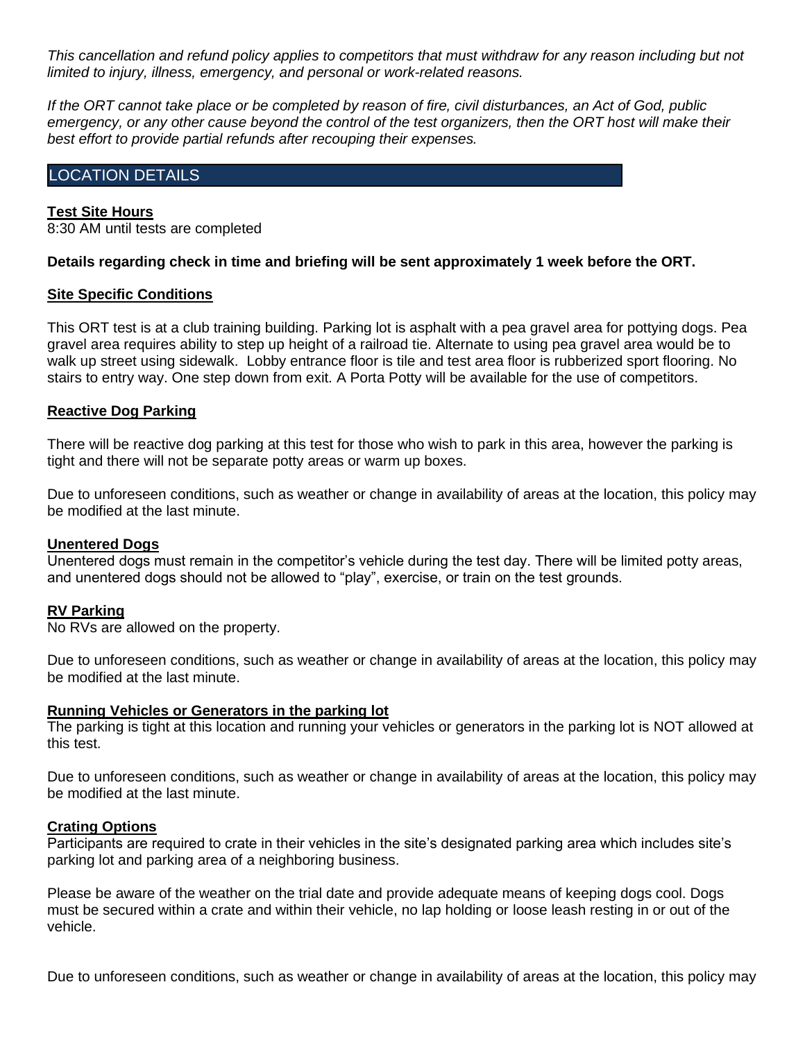*This cancellation and refund policy applies to competitors that must withdraw for any reason including but not limited to injury, illness, emergency, and personal or work-related reasons.*

*If the ORT cannot take place or be completed by reason of fire, civil disturbances, an Act of God, public emergency, or any other cause beyond the control of the test organizers, then the ORT host will make their best effort to provide partial refunds after recouping their expenses.*

## LOCATION DETAILS

**Test Site Hours**
8:30 AM until tests are completed

**Details regarding check in time and briefing will be sent approximately 1 week before the ORT.**

**Site Specific Conditions**

This ORT test is at a club training building. Parking lot is asphalt with a pea gravel area for pottying dogs. Pea gravel area requires ability to step up height of a railroad tie. Alternate to using pea gravel area would be to walk up street using sidewalk. Lobby entrance floor is tile and test area floor is rubberized sport flooring. No stairs to entry way. One step down from exit. A Porta Potty will be available for the use of competitors.

**Reactive Dog Parking**

There will be reactive dog parking at this test for those who wish to park in this area, however the parking is tight and there will not be separate potty areas or warm up boxes.

Due to unforeseen conditions, such as weather or change in availability of areas at the location, this policy may be modified at the last minute.

**Unentered Dogs**
Unentered dogs must remain in the competitor's vehicle during the test day. There will be limited potty areas, and unentered dogs should not be allowed to "play", exercise, or train on the test grounds.

**RV Parking**
No RVs are allowed on the property.

Due to unforeseen conditions, such as weather or change in availability of areas at the location, this policy may be modified at the last minute.

**Running Vehicles or Generators in the parking lot**
The parking is tight at this location and running your vehicles or generators in the parking lot is NOT allowed at this test.

Due to unforeseen conditions, such as weather or change in availability of areas at the location, this policy may be modified at the last minute.

**Crating Options**
Participants are required to crate in their vehicles in the site's designated parking area which includes site's parking lot and parking area of a neighboring business.

Please be aware of the weather on the trial date and provide adequate means of keeping dogs cool. Dogs must be secured within a crate and within their vehicle, no lap holding or loose leash resting in or out of the vehicle.

Due to unforeseen conditions, such as weather or change in availability of areas at the location, this policy may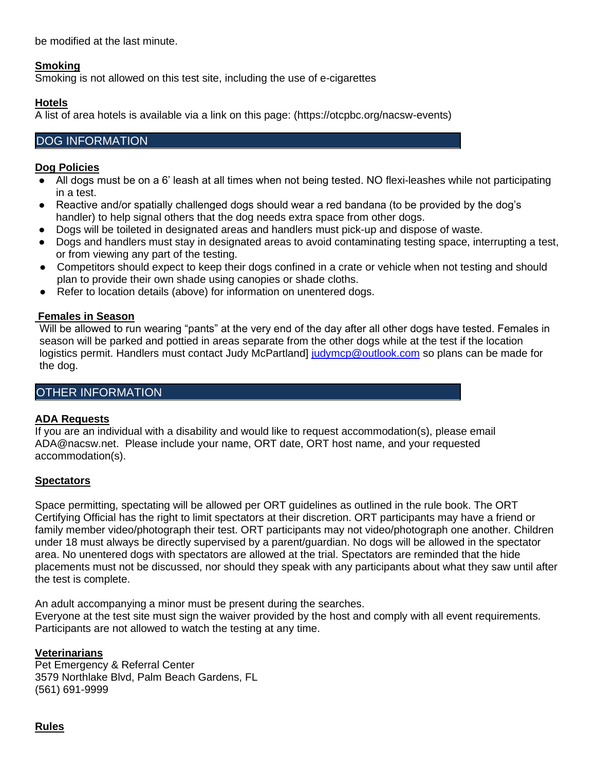be modified at the last minute.

**Smoking**

Smoking is not allowed on this test site, including the use of e-cigarettes

**Hotels**

A list of area hotels is available via a link on this page: (https://otcpbc.org/nacsw-events)

## DOG INFORMATION

**Dog Policies**

- All dogs must be on a 6' leash at all times when not being tested. NO flexi-leashes while not participating in a test.
- Reactive and/or spatially challenged dogs should wear a red bandana (to be provided by the dog's handler) to help signal others that the dog needs extra space from other dogs.
- Dogs will be toileted in designated areas and handlers must pick-up and dispose of waste.
- Dogs and handlers must stay in designated areas to avoid contaminating testing space, interrupting a test, or from viewing any part of the testing.
- Competitors should expect to keep their dogs confined in a crate or vehicle when not testing and should plan to provide their own shade using canopies or shade cloths.
- Refer to location details (above) for information on unentered dogs.

**Females in Season**

Will be allowed to run wearing "pants" at the very end of the day after all other dogs have tested. Females in season will be parked and pottied in areas separate from the other dogs while at the test if the location logistics permit. Handlers must contact Judy McPartland] judymcp@outlook.com so plans can be made for the dog.

## OTHER INFORMATION

**ADA Requests**

If you are an individual with a disability and would like to request accommodation(s), please email ADA@nacsw.net. Please include your name, ORT date, ORT host name, and your requested accommodation(s).

**Spectators**

Space permitting, spectating will be allowed per ORT guidelines as outlined in the rule book. The ORT Certifying Official has the right to limit spectators at their discretion. ORT participants may have a friend or family member video/photograph their test. ORT participants may not video/photograph one another. Children under 18 must always be directly supervised by a parent/guardian. No dogs will be allowed in the spectator area. No unentered dogs with spectators are allowed at the trial. Spectators are reminded that the hide placements must not be discussed, nor should they speak with any participants about what they saw until after the test is complete.

An adult accompanying a minor must be present during the searches.
Everyone at the test site must sign the waiver provided by the host and comply with all event requirements. Participants are not allowed to watch the testing at any time.

**Veterinarians**

Pet Emergency & Referral Center
3579 Northlake Blvd, Palm Beach Gardens, FL
(561) 691-9999

**Rules**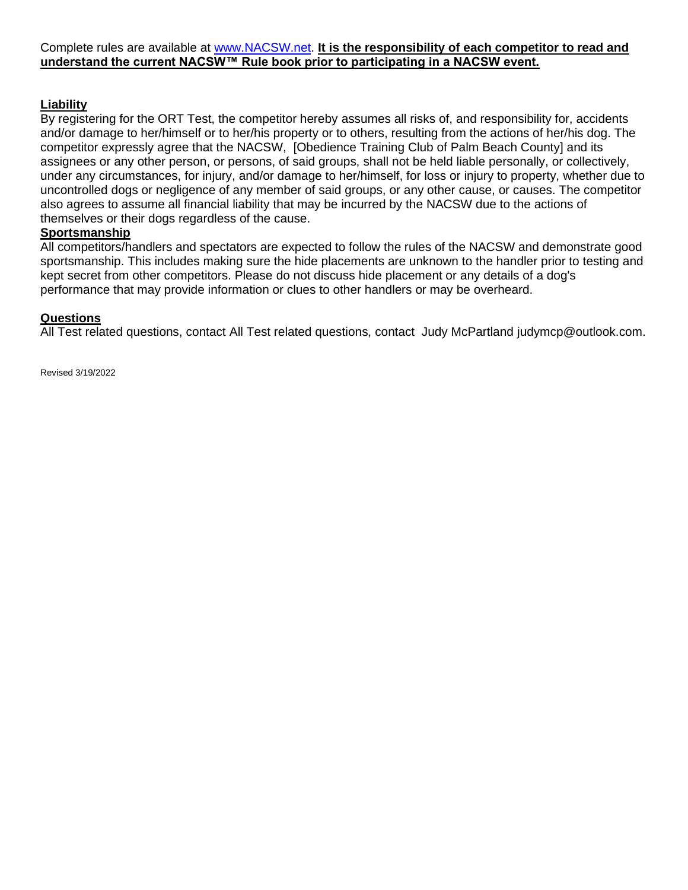Complete rules are available at www.NACSW.net. **It is the responsibility of each competitor to read and understand the current NACSW™ Rule book prior to participating in a NACSW event.**

**Liability**

By registering for the ORT Test, the competitor hereby assumes all risks of, and responsibility for, accidents and/or damage to her/himself or to her/his property or to others, resulting from the actions of her/his dog. The competitor expressly agree that the NACSW, [Obedience Training Club of Palm Beach County] and its assignees or any other person, or persons, of said groups, shall not be held liable personally, or collectively, under any circumstances, for injury, and/or damage to her/himself, for loss or injury to property, whether due to uncontrolled dogs or negligence of any member of said groups, or any other cause, or causes. The competitor also agrees to assume all financial liability that may be incurred by the NACSW due to the actions of themselves or their dogs regardless of the cause.

**Sportsmanship**

All competitors/handlers and spectators are expected to follow the rules of the NACSW and demonstrate good sportsmanship. This includes making sure the hide placements are unknown to the handler prior to testing and kept secret from other competitors. Please do not discuss hide placement or any details of a dog's performance that may provide information or clues to other handlers or may be overheard.

**Questions**

All Test related questions, contact All Test related questions, contact Judy McPartland judymcp@outlook.com.

Revised 3/19/2022